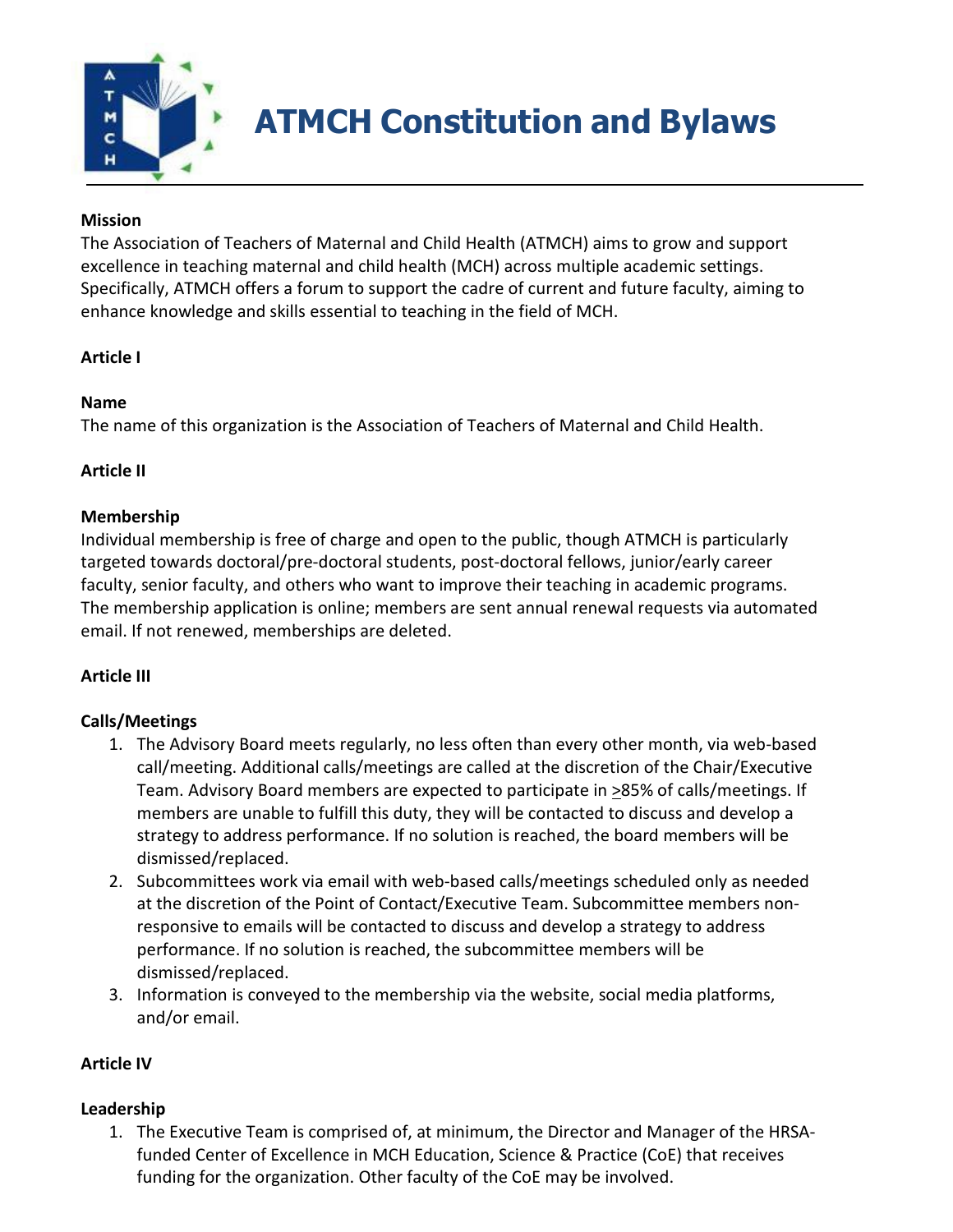# ATMCH Constitution and Bylaws

**Mission**
The Association of Teachers of Maternal and Child Health (ATMCH) aims to grow and support excellence in teaching maternal and child health (MCH) across multiple academic settings. Specifically, ATMCH offers a forum to support the cadre of current and future faculty, aiming to enhance knowledge and skills essential to teaching in the field of MCH.

## Article I

**Name**
The name of this organization is the Association of Teachers of Maternal and Child Health.

## Article II

**Membership**
Individual membership is free of charge and open to the public, though ATMCH is particularly targeted towards doctoral/pre-doctoral students, post-doctoral fellows, junior/early career faculty, senior faculty, and others who want to improve their teaching in academic programs. The membership application is online; members are sent annual renewal requests via automated email. If not renewed, memberships are deleted.

## Article III

**Calls/Meetings**

1. The Advisory Board meets regularly, no less often than every other month, via web-based call/meeting. Additional calls/meetings are called at the discretion of the Chair/Executive Team. Advisory Board members are expected to participate in ≥85% of calls/meetings. If members are unable to fulfill this duty, they will be contacted to discuss and develop a strategy to address performance. If no solution is reached, the board members will be dismissed/replaced.
2. Subcommittees work via email with web-based calls/meetings scheduled only as needed at the discretion of the Point of Contact/Executive Team. Subcommittee members non-responsive to emails will be contacted to discuss and develop a strategy to address performance. If no solution is reached, the subcommittee members will be dismissed/replaced.
3. Information is conveyed to the membership via the website, social media platforms, and/or email.

## Article IV

**Leadership**

1. The Executive Team is comprised of, at minimum, the Director and Manager of the HRSA-funded Center of Excellence in MCH Education, Science & Practice (CoE) that receives funding for the organization. Other faculty of the CoE may be involved.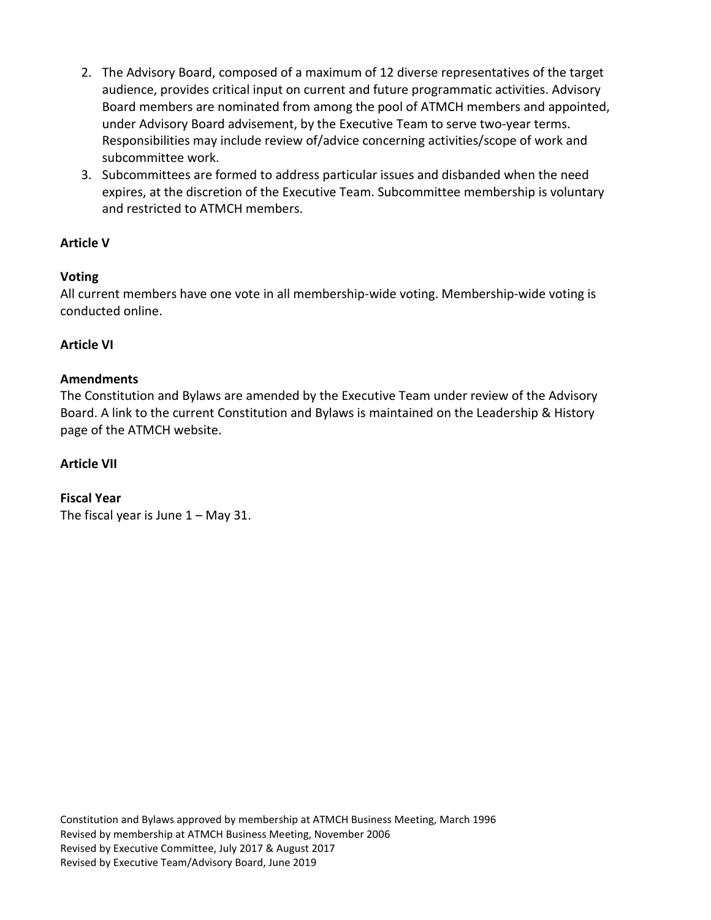2. The Advisory Board, composed of a maximum of 12 diverse representatives of the target audience, provides critical input on current and future programmatic activities. Advisory Board members are nominated from among the pool of ATMCH members and appointed, under Advisory Board advisement, by the Executive Team to serve two-year terms. Responsibilities may include review of/advice concerning activities/scope of work and subcommittee work.
3. Subcommittees are formed to address particular issues and disbanded when the need expires, at the discretion of the Executive Team. Subcommittee membership is voluntary and restricted to ATMCH members.

**Article V**

**Voting**
All current members have one vote in all membership-wide voting. Membership-wide voting is conducted online.

**Article VI**

**Amendments**
The Constitution and Bylaws are amended by the Executive Team under review of the Advisory Board. A link to the current Constitution and Bylaws is maintained on the Leadership & History page of the ATMCH website.

**Article VII**

**Fiscal Year**
The fiscal year is June 1 – May 31.

Constitution and Bylaws approved by membership at ATMCH Business Meeting, March 1996
Revised by membership at ATMCH Business Meeting, November 2006
Revised by Executive Committee, July 2017 & August 2017
Revised by Executive Team/Advisory Board, June 2019